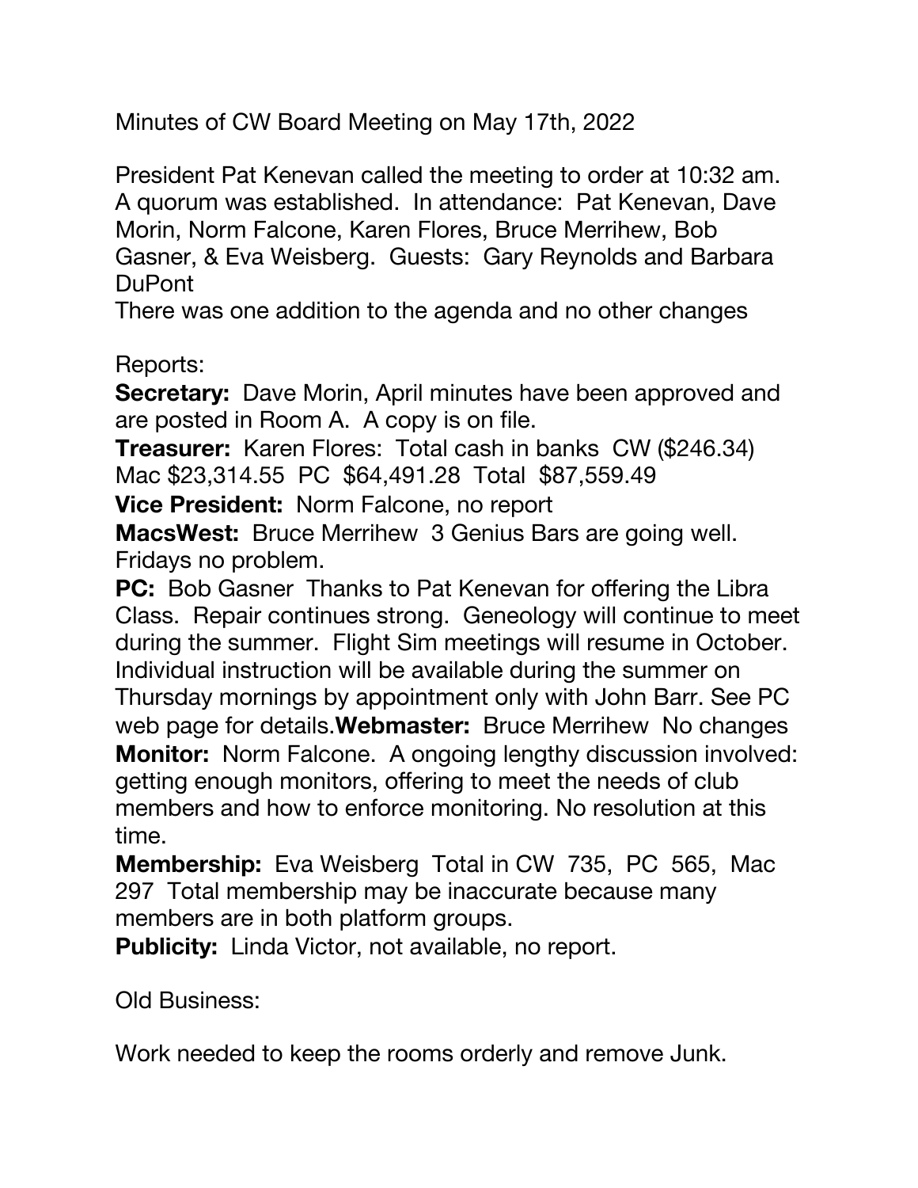Minutes of CW Board Meeting on May 17th, 2022

President Pat Kenevan called the meeting to order at 10:32 am. A quorum was established. In attendance: Pat Kenevan, Dave Morin, Norm Falcone, Karen Flores, Bruce Merrihew, Bob Gasner, & Eva Weisberg. Guests: Gary Reynolds and Barbara DuPont
There was one addition to the agenda and no other changes

Reports:
**Secretary:** Dave Morin, April minutes have been approved and are posted in Room A. A copy is on file.
**Treasurer:** Karen Flores: Total cash in banks CW ($246.34) Mac $23,314.55 PC $64,491.28 Total $87,559.49
**Vice President:** Norm Falcone, no report
**MacsWest:** Bruce Merrihew 3 Genius Bars are going well. Fridays no problem.
**PC:** Bob Gasner Thanks to Pat Kenevan for offering the Libra Class. Repair continues strong. Geneology will continue to meet during the summer. Flight Sim meetings will resume in October. Individual instruction will be available during the summer on Thursday mornings by appointment only with John Barr. See PC web page for details.**Webmaster:** Bruce Merrihew No changes
**Monitor:** Norm Falcone. A ongoing lengthy discussion involved: getting enough monitors, offering to meet the needs of club members and how to enforce monitoring. No resolution at this time.
**Membership:** Eva Weisberg Total in CW 735, PC 565, Mac 297 Total membership may be inaccurate because many members are in both platform groups.
**Publicity:** Linda Victor, not available, no report.

Old Business:

Work needed to keep the rooms orderly and remove Junk.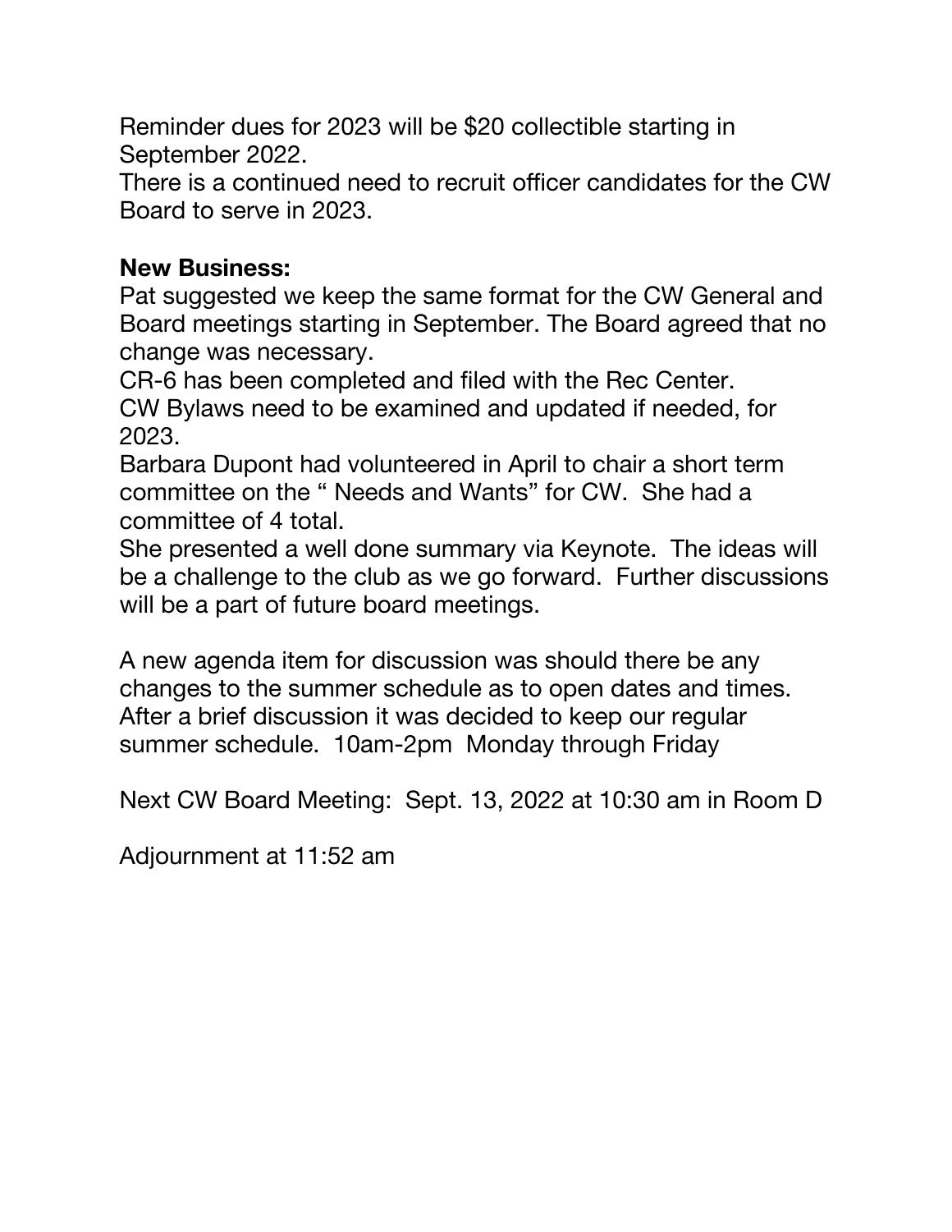Reminder dues for 2023 will be $20 collectible starting in September 2022.
There is a continued need to recruit officer candidates for the CW Board to serve in 2023.

**New Business:**
Pat suggested we keep the same format for the CW General and Board meetings starting in September. The Board agreed that no change was necessary.
CR-6 has been completed and filed with the Rec Center.
CW Bylaws need to be examined and updated if needed, for 2023.
Barbara Dupont had volunteered in April to chair a short term committee on the " Needs and Wants" for CW. She had a committee of 4 total.
She presented a well done summary via Keynote. The ideas will be a challenge to the club as we go forward. Further discussions will be a part of future board meetings.

A new agenda item for discussion was should there be any changes to the summer schedule as to open dates and times. After a brief discussion it was decided to keep our regular summer schedule. 10am-2pm Monday through Friday

Next CW Board Meeting: Sept. 13, 2022 at 10:30 am in Room D

Adjournment at 11:52 am